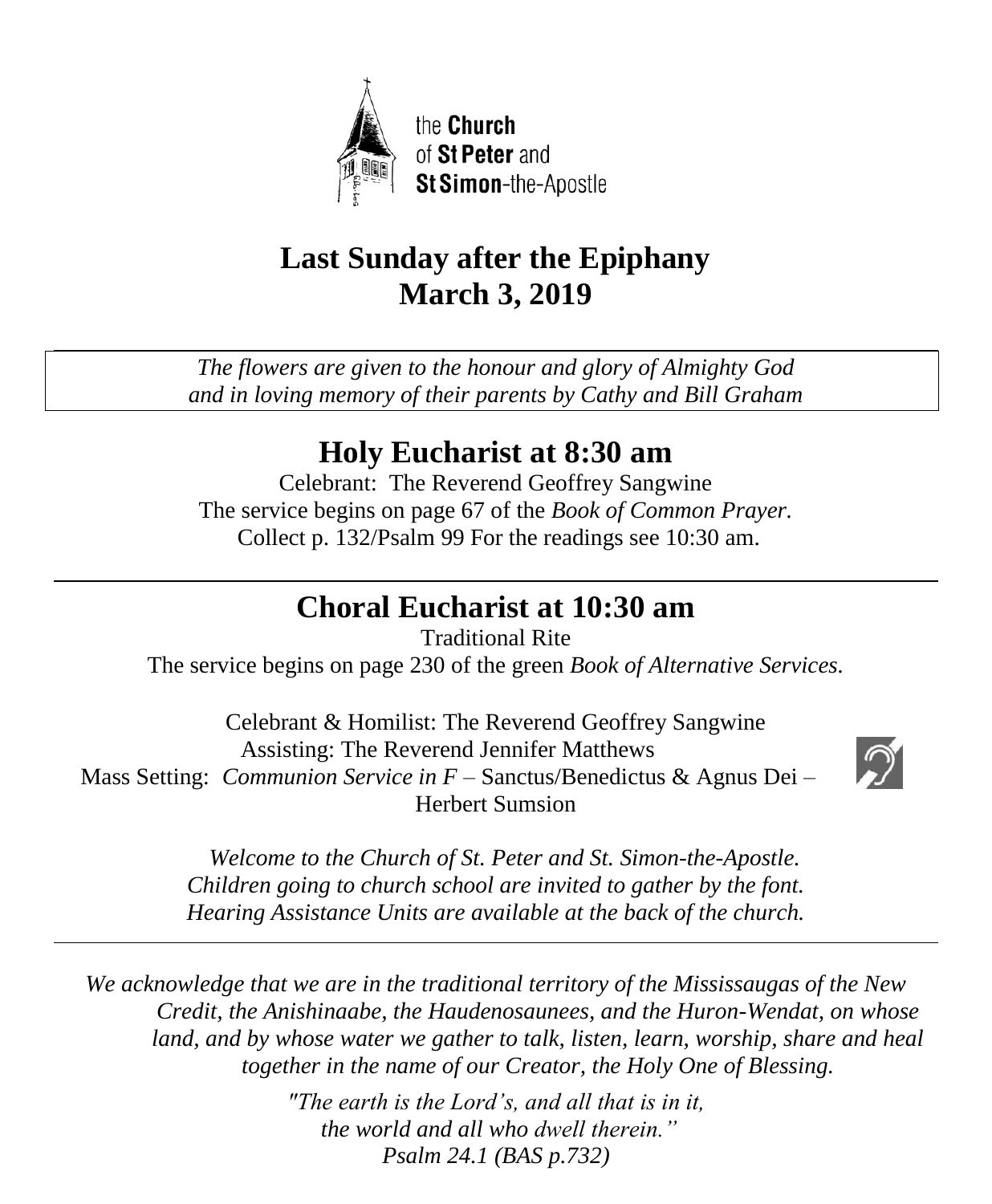the **Church** of **St Peter** and **St Simon**-the-Apostle

# Last Sunday after the Epiphany
# March 3, 2019

*The flowers are given to the honour and glory of Almighty God and in loving memory of their parents by Cathy and Bill Graham*

## Holy Eucharist at 8:30 am

Celebrant: The Reverend Geoffrey Sangwine
The service begins on page 67 of the *Book of Common Prayer.*
Collect p. 132/Psalm 99 For the readings see 10:30 am.

## Choral Eucharist at 10:30 am

Traditional Rite
The service begins on page 230 of the green *Book of Alternative Services.*

Celebrant & Homilist: The Reverend Geoffrey Sangwine
Assisting: The Reverend Jennifer Matthews
Mass Setting: *Communion Service in F* – Sanctus/Benedictus & Agnus Dei – Herbert Sumsion

*Welcome to the Church of St. Peter and St. Simon-the-Apostle.*
*Children going to church school are invited to gather by the font.*
*Hearing Assistance Units are available at the back of the church.*

*We acknowledge that we are in the traditional territory of the Mississaugas of the New Credit, the Anishinaabe, the Haudenosaunees, and the Huron-Wendat, on whose land, and by whose water we gather to talk, listen, learn, worship, share and heal together in the name of our Creator, the Holy One of Blessing.*

*"The earth is the Lord's, and all that is in it,*
*the world and all who dwell therein."*
*Psalm 24.1 (BAS p.732)*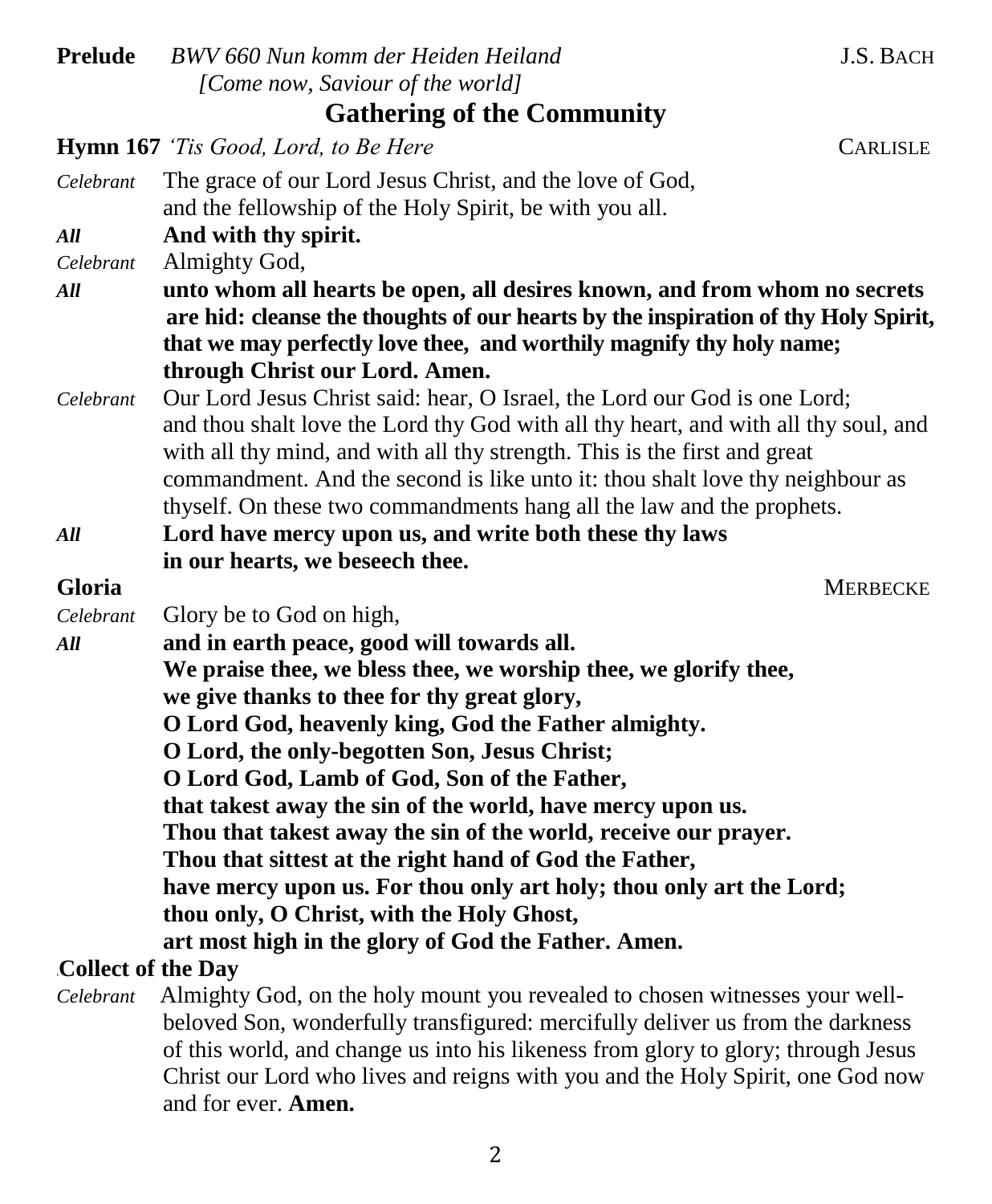**Prelude** *BWV 660 Nun komm der Heiden Heiland* J.S. BACH
*[Come now, Saviour of the world]*

## Gathering of the Community

**Hymn 167** *'Tis Good, Lord, to Be Here* CARLISLE

*Celebrant* The grace of our Lord Jesus Christ, and the love of God, and the fellowship of the Holy Spirit, be with you all.

***All*** **And with thy spirit.**

*Celebrant* Almighty God,

***All*** **unto whom all hearts be open, all desires known, and from whom no secrets are hid: cleanse the thoughts of our hearts by the inspiration of thy Holy Spirit, that we may perfectly love thee, and worthily magnify thy holy name; through Christ our Lord. Amen.**

*Celebrant* Our Lord Jesus Christ said: hear, O Israel, the Lord our God is one Lord; and thou shalt love the Lord thy God with all thy heart, and with all thy soul, and with all thy mind, and with all thy strength. This is the first and great commandment. And the second is like unto it: thou shalt love thy neighbour as thyself. On these two commandments hang all the law and the prophets.

***All*** **Lord have mercy upon us, and write both these thy laws in our hearts, we beseech thee.**

**Gloria** MERBECKE

*Celebrant* Glory be to God on high,

***All*** **and in earth peace, good will towards all.**
**We praise thee, we bless thee, we worship thee, we glorify thee,**
**we give thanks to thee for thy great glory,**
**O Lord God, heavenly king, God the Father almighty.**
**O Lord, the only-begotten Son, Jesus Christ;**
**O Lord God, Lamb of God, Son of the Father,**
**that takest away the sin of the world, have mercy upon us.**
**Thou that takest away the sin of the world, receive our prayer.**
**Thou that sittest at the right hand of God the Father,**
**have mercy upon us. For thou only art holy; thou only art the Lord;**
**thou only, O Christ, with the Holy Ghost,**
**art most high in the glory of God the Father. Amen.**

**Collect of the Day**

*Celebrant* Almighty God, on the holy mount you revealed to chosen witnesses your well-beloved Son, wonderfully transfigured: mercifully deliver us from the darkness of this world, and change us into his likeness from glory to glory; through Jesus Christ our Lord who lives and reigns with you and the Holy Spirit, one God now and for ever. **Amen.**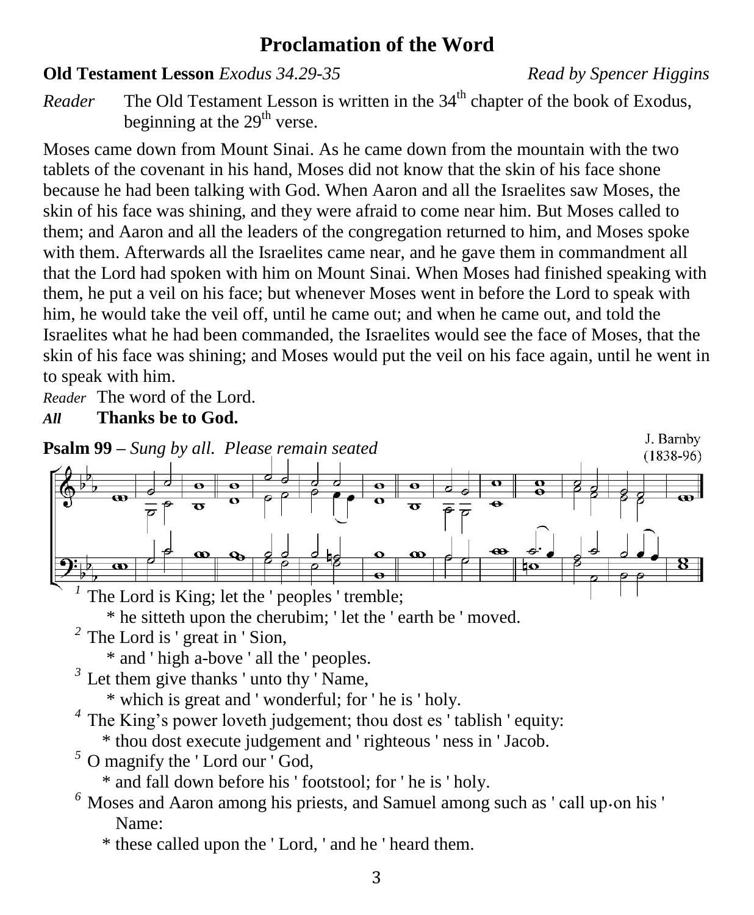# Proclamation of the Word

**Old Testament Lesson** *Exodus 34.29-35* *Read by Spencer Higgins*

*Reader* The Old Testament Lesson is written in the 34th chapter of the book of Exodus, beginning at the 29th verse.

Moses came down from Mount Sinai. As he came down from the mountain with the two tablets of the covenant in his hand, Moses did not know that the skin of his face shone because he had been talking with God. When Aaron and all the Israelites saw Moses, the skin of his face was shining, and they were afraid to come near him. But Moses called to them; and Aaron and all the leaders of the congregation returned to him, and Moses spoke with them. Afterwards all the Israelites came near, and he gave them in commandment all that the Lord had spoken with him on Mount Sinai. When Moses had finished speaking with them, he put a veil on his face; but whenever Moses went in before the Lord to speak with him, he would take the veil off, until he came out; and when he came out, and told the Israelites what he had been commanded, the Israelites would see the face of Moses, that the skin of his face was shining; and Moses would put the veil on his face again, until he went in to speak with him.

*Reader* The word of the Lord.

***All*** **Thanks be to God.**

**Psalm 99 –** *Sung by all. Please remain seated*

J. Barnby (1838-96)

[1] The Lord is King; let the ' peoples ' tremble;
 * he sitteth upon the cherubim; ' let the ' earth be ' moved.

[2] The Lord is ' great in ' Sion,
 * and ' high a-bove ' all the ' peoples.

[3] Let them give thanks ' unto thy ' Name,
 * which is great and ' wonderful; for ' he is ' holy.

[4] The King's power loveth judgement; thou dost es ' tablish ' equity:
 * thou dost execute judgement and ' righteous ' ness in ' Jacob.

[5] O magnify the ' Lord our ' God,
 * and fall down before his ' footstool; for ' he is ' holy.

[6] Moses and Aaron among his priests, and Samuel among such as ' call up-on his ' Name:
 * these called upon the ' Lord, ' and he ' heard them.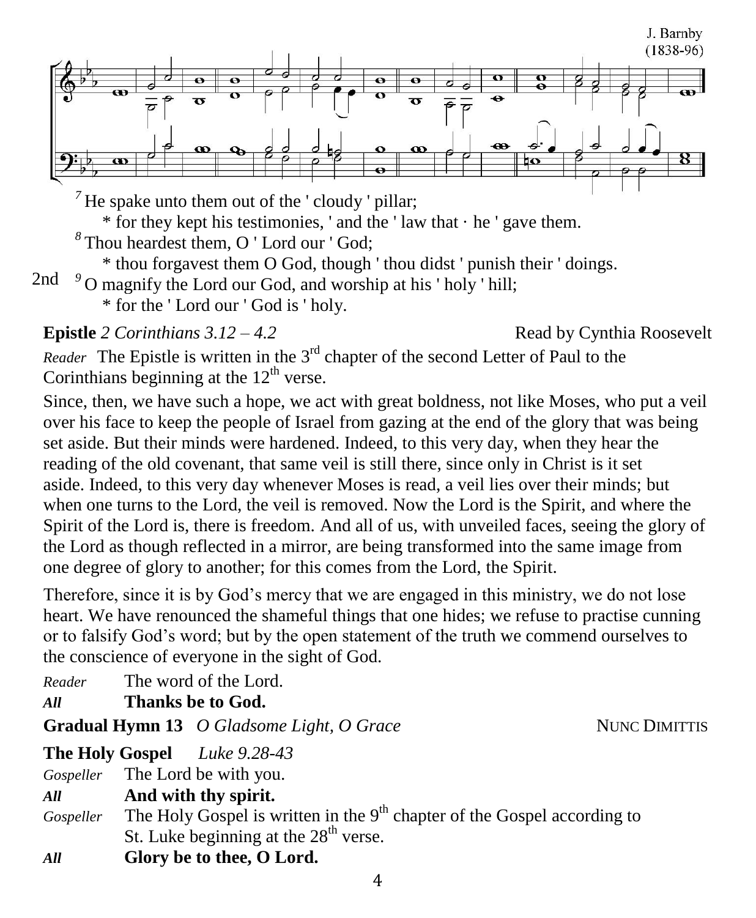J. Barnby
(1838-96)

[7] He spake unto them out of the ' cloudy ' pillar;
* for they kept his testimonies, ' and the ' law that · he ' gave them.
[8] Thou heardest them, O ' Lord our ' God;
* thou forgavest them O God, though ' thou didst ' punish their ' doings.
2nd [9] O magnify the Lord our God, and worship at his ' holy ' hill;
* for the ' Lord our ' God is ' holy.

**Epistle** *2 Corinthians 3.12 – 4.2* Read by Cynthia Roosevelt

*Reader* The Epistle is written in the 3rd chapter of the second Letter of Paul to the Corinthians beginning at the 12th verse.

Since, then, we have such a hope, we act with great boldness, not like Moses, who put a veil over his face to keep the people of Israel from gazing at the end of the glory that was being set aside. But their minds were hardened. Indeed, to this very day, when they hear the reading of the old covenant, that same veil is still there, since only in Christ is it set aside. Indeed, to this very day whenever Moses is read, a veil lies over their minds; but when one turns to the Lord, the veil is removed. Now the Lord is the Spirit, and where the Spirit of the Lord is, there is freedom. And all of us, with unveiled faces, seeing the glory of the Lord as though reflected in a mirror, are being transformed into the same image from one degree of glory to another; for this comes from the Lord, the Spirit.

Therefore, since it is by God's mercy that we are engaged in this ministry, we do not lose heart. We have renounced the shameful things that one hides; we refuse to practise cunning or to falsify God's word; but by the open statement of the truth we commend ourselves to the conscience of everyone in the sight of God.

*Reader* The word of the Lord.
***All*** **Thanks be to God.**

**Gradual Hymn 13** *O Gladsome Light, O Grace* NUNC DIMITTIS

**The Holy Gospel** *Luke 9.28-43*

*Gospeller* The Lord be with you.
***All*** **And with thy spirit.**
*Gospeller* The Holy Gospel is written in the 9th chapter of the Gospel according to St. Luke beginning at the 28th verse.
***All*** **Glory be to thee, O Lord.**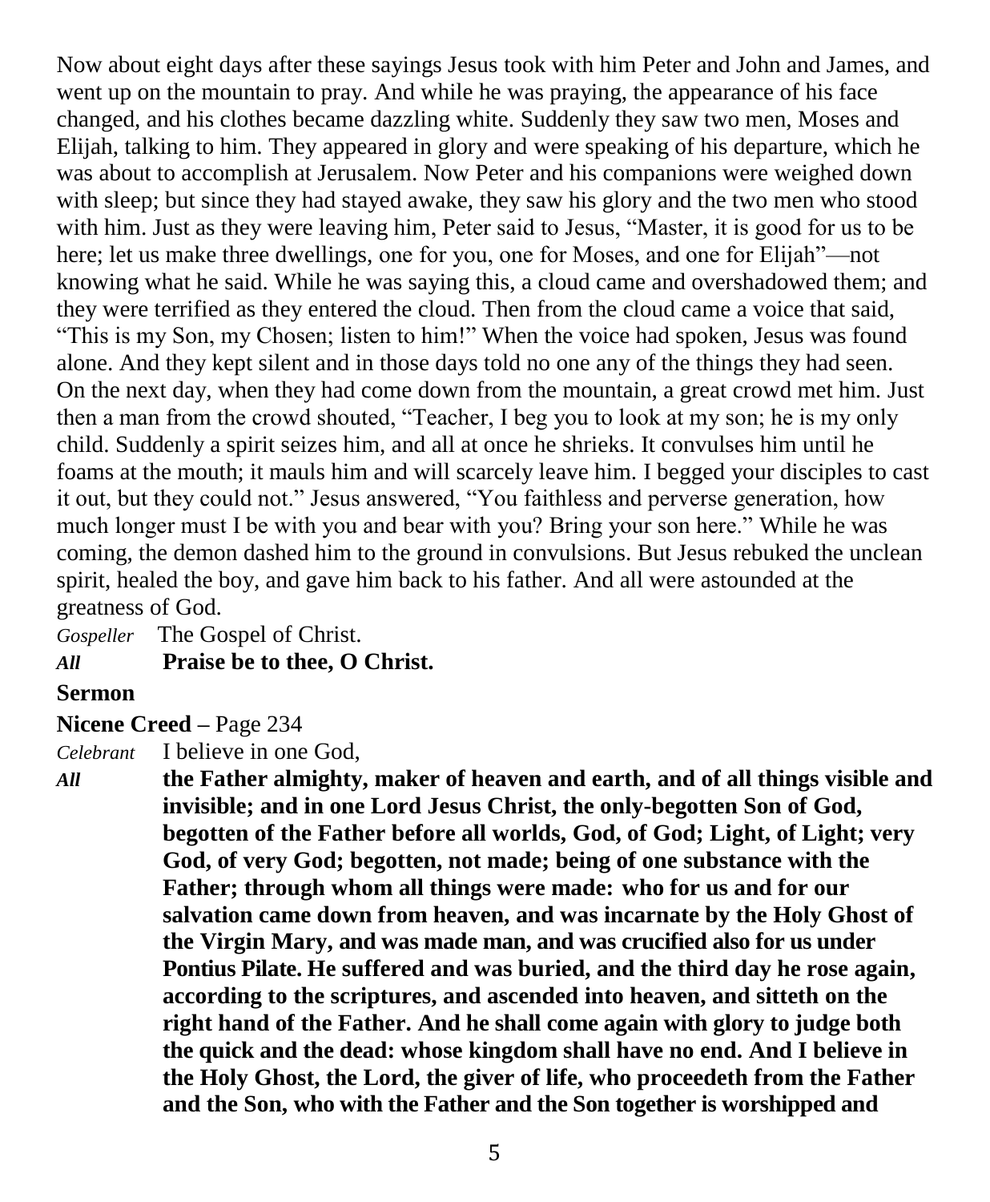Now about eight days after these sayings Jesus took with him Peter and John and James, and went up on the mountain to pray. And while he was praying, the appearance of his face changed, and his clothes became dazzling white. Suddenly they saw two men, Moses and Elijah, talking to him. They appeared in glory and were speaking of his departure, which he was about to accomplish at Jerusalem. Now Peter and his companions were weighed down with sleep; but since they had stayed awake, they saw his glory and the two men who stood with him. Just as they were leaving him, Peter said to Jesus, "Master, it is good for us to be here; let us make three dwellings, one for you, one for Moses, and one for Elijah"—not knowing what he said. While he was saying this, a cloud came and overshadowed them; and they were terrified as they entered the cloud. Then from the cloud came a voice that said, "This is my Son, my Chosen; listen to him!" When the voice had spoken, Jesus was found alone. And they kept silent and in those days told no one any of the things they had seen. On the next day, when they had come down from the mountain, a great crowd met him. Just then a man from the crowd shouted, "Teacher, I beg you to look at my son; he is my only child. Suddenly a spirit seizes him, and all at once he shrieks. It convulses him until he foams at the mouth; it mauls him and will scarcely leave him. I begged your disciples to cast it out, but they could not." Jesus answered, "You faithless and perverse generation, how much longer must I be with you and bear with you? Bring your son here." While he was coming, the demon dashed him to the ground in convulsions. But Jesus rebuked the unclean spirit, healed the boy, and gave him back to his father. And all were astounded at the greatness of God.

*Gospeller* The Gospel of Christ.

***All*** **Praise be to thee, O Christ.**

**Sermon**

**Nicene Creed –** Page 234

*Celebrant* I believe in one God,

***All*** **the Father almighty, maker of heaven and earth, and of all things visible and invisible; and in one Lord Jesus Christ, the only-begotten Son of God, begotten of the Father before all worlds, God, of God; Light, of Light; very God, of very God; begotten, not made; being of one substance with the Father; through whom all things were made: who for us and for our salvation came down from heaven, and was incarnate by the Holy Ghost of the Virgin Mary, and was made man, and was crucified also for us under Pontius Pilate. He suffered and was buried, and the third day he rose again, according to the scriptures, and ascended into heaven, and sitteth on the right hand of the Father. And he shall come again with glory to judge both the quick and the dead: whose kingdom shall have no end. And I believe in the Holy Ghost, the Lord, the giver of life, who proceedeth from the Father and the Son, who with the Father and the Son together is worshipped and**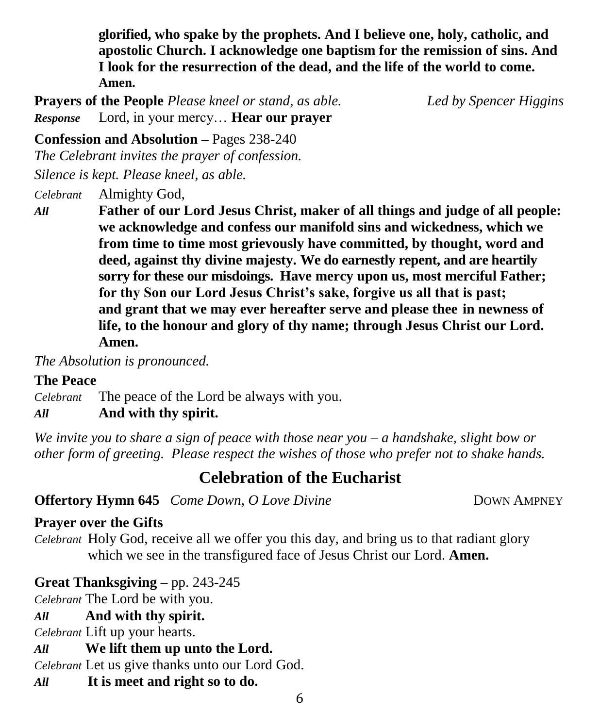**glorified, who spake by the prophets. And I believe one, holy, catholic, and apostolic Church. I acknowledge one baptism for the remission of sins. And I look for the resurrection of the dead, and the life of the world to come. Amen.**

**Prayers of the People** *Please kneel or stand, as able.* *Led by Spencer Higgins*

***Response*** Lord, in your mercy… **Hear our prayer**

**Confession and Absolution –** Pages 238-240

*The Celebrant invites the prayer of confession.*

*Silence is kept. Please kneel, as able.*

*Celebrant* Almighty God,

***All*** **Father of our Lord Jesus Christ, maker of all things and judge of all people: we acknowledge and confess our manifold sins and wickedness, which we from time to time most grievously have committed, by thought, word and deed, against thy divine majesty. We do earnestly repent, and are heartily sorry for these our misdoings. Have mercy upon us, most merciful Father; for thy Son our Lord Jesus Christ's sake, forgive us all that is past; and grant that we may ever hereafter serve and please thee in newness of life, to the honour and glory of thy name; through Jesus Christ our Lord. Amen.**

*The Absolution is pronounced.*

**The Peace**

*Celebrant* The peace of the Lord be always with you.

***All*** **And with thy spirit.**

*We invite you to share a sign of peace with those near you – a handshake, slight bow or other form of greeting. Please respect the wishes of those who prefer not to shake hands.*

## Celebration of the Eucharist

**Offertory Hymn 645** *Come Down, O Love Divine* DOWN AMPNEY

**Prayer over the Gifts**

*Celebrant* Holy God, receive all we offer you this day, and bring us to that radiant glory which we see in the transfigured face of Jesus Christ our Lord. **Amen.**

**Great Thanksgiving –** pp. 243-245

*Celebrant* The Lord be with you.

***All*** **And with thy spirit.**

*Celebrant* Lift up your hearts.

***All*** **We lift them up unto the Lord.**

*Celebrant* Let us give thanks unto our Lord God.

***All*** **It is meet and right so to do.**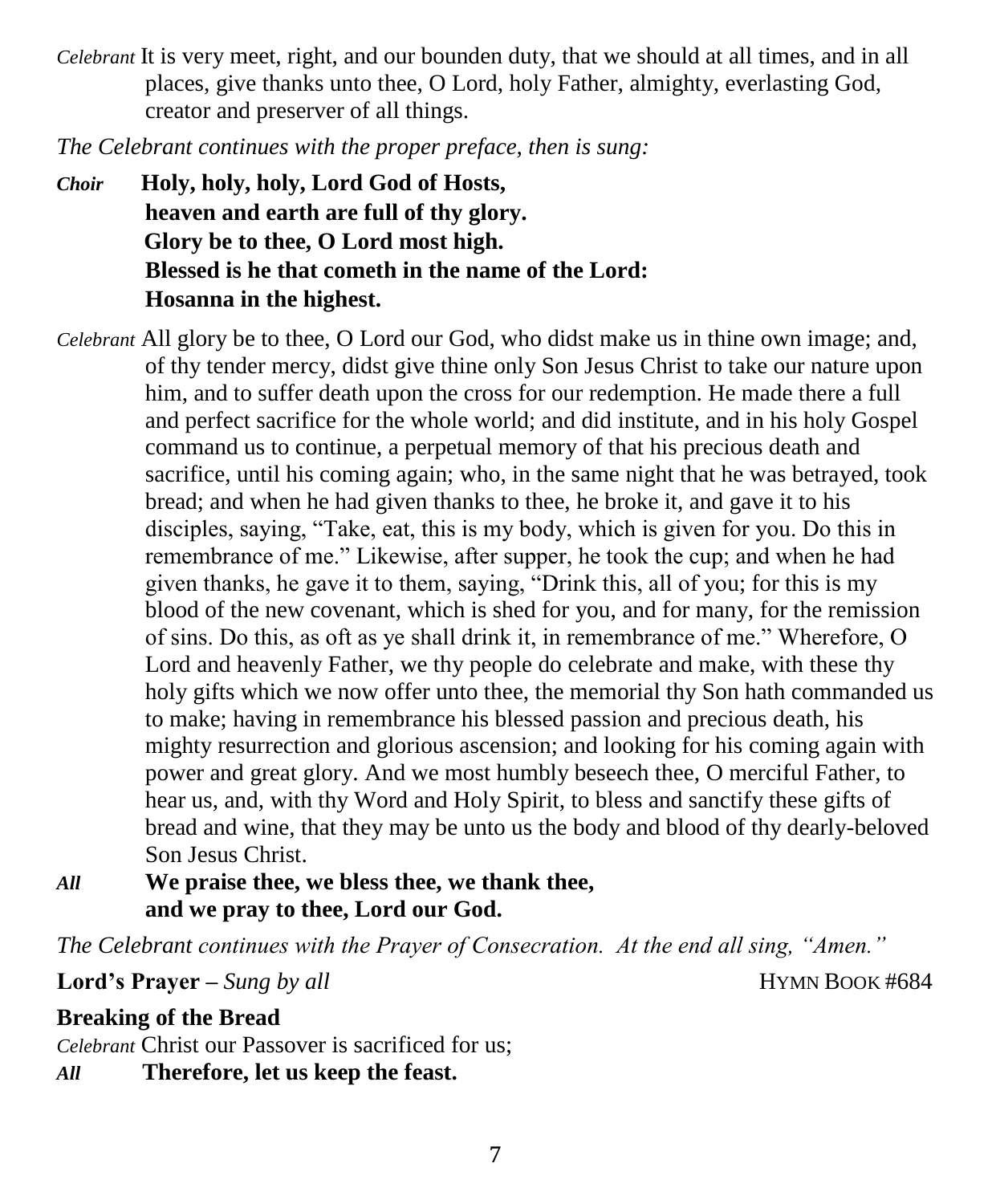*Celebrant* It is very meet, right, and our bounden duty, that we should at all times, and in all places, give thanks unto thee, O Lord, holy Father, almighty, everlasting God, creator and preserver of all things.

*The Celebrant continues with the proper preface, then is sung:*

***Choir*** **Holy, holy, holy, Lord God of Hosts,**
**heaven and earth are full of thy glory.**
**Glory be to thee, O Lord most high.**
**Blessed is he that cometh in the name of the Lord:**
**Hosanna in the highest.**

*Celebrant* All glory be to thee, O Lord our God, who didst make us in thine own image; and, of thy tender mercy, didst give thine only Son Jesus Christ to take our nature upon him, and to suffer death upon the cross for our redemption. He made there a full and perfect sacrifice for the whole world; and did institute, and in his holy Gospel command us to continue, a perpetual memory of that his precious death and sacrifice, until his coming again; who, in the same night that he was betrayed, took bread; and when he had given thanks to thee, he broke it, and gave it to his disciples, saying, "Take, eat, this is my body, which is given for you. Do this in remembrance of me." Likewise, after supper, he took the cup; and when he had given thanks, he gave it to them, saying, "Drink this, all of you; for this is my blood of the new covenant, which is shed for you, and for many, for the remission of sins. Do this, as oft as ye shall drink it, in remembrance of me." Wherefore, O Lord and heavenly Father, we thy people do celebrate and make, with these thy holy gifts which we now offer unto thee, the memorial thy Son hath commanded us to make; having in remembrance his blessed passion and precious death, his mighty resurrection and glorious ascension; and looking for his coming again with power and great glory. And we most humbly beseech thee, O merciful Father, to hear us, and, with thy Word and Holy Spirit, to bless and sanctify these gifts of bread and wine, that they may be unto us the body and blood of thy dearly-beloved Son Jesus Christ.

***All*** **We praise thee, we bless thee, we thank thee,**
**and we pray to thee, Lord our God.**

*The Celebrant continues with the Prayer of Consecration. At the end all sing, "Amen."*

**Lord's Prayer –** *Sung by all* HYMN BOOK #684

**Breaking of the Bread**

*Celebrant* Christ our Passover is sacrificed for us;

***All*** **Therefore, let us keep the feast.**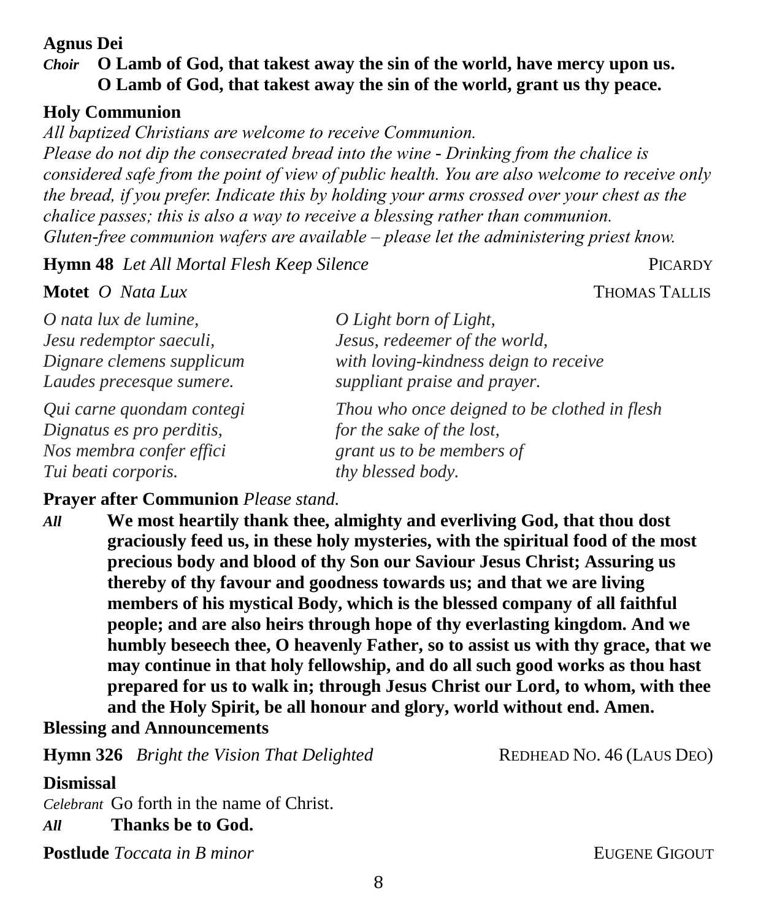**Agnus Dei**

*Choir* **O Lamb of God, that takest away the sin of the world, have mercy upon us.
O Lamb of God, that takest away the sin of the world, grant us thy peace.**

**Holy Communion**

*All baptized Christians are welcome to receive Communion.*
*Please do not dip the consecrated bread into the wine - Drinking from the chalice is considered safe from the point of view of public health. You are also welcome to receive only the bread, if you prefer. Indicate this by holding your arms crossed over your chest as the chalice passes; this is also a way to receive a blessing rather than communion.*
*Gluten-free communion wafers are available – please let the administering priest know.*

**Hymn 48** *Let All Mortal Flesh Keep Silence* PICARDY

**Motet** *O Nata Lux* THOMAS TALLIS

*O nata lux de lumine,*
*Jesu redemptor saeculi,*
*Dignare clemens supplicum*
*Laudes precesque sumere.*

*O Light born of Light,*
*Jesus, redeemer of the world,*
*with loving-kindness deign to receive*
*suppliant praise and prayer.*

*Qui carne quondam contegi*
*Dignatus es pro perditis,*
*Nos membra confer effici*
*Tui beati corporis.*

*Thou who once deigned to be clothed in flesh*
*for the sake of the lost,*
*grant us to be members of*
*thy blessed body.*

**Prayer after Communion** *Please stand.*

*All* **We most heartily thank thee, almighty and everliving God, that thou dost graciously feed us, in these holy mysteries, with the spiritual food of the most precious body and blood of thy Son our Saviour Jesus Christ; Assuring us thereby of thy favour and goodness towards us; and that we are living members of his mystical Body, which is the blessed company of all faithful people; and are also heirs through hope of thy everlasting kingdom. And we humbly beseech thee, O heavenly Father, so to assist us with thy grace, that we may continue in that holy fellowship, and do all such good works as thou hast prepared for us to walk in; through Jesus Christ our Lord, to whom, with thee and the Holy Spirit, be all honour and glory, world without end. Amen.**

**Blessing and Announcements**

**Hymn 326** *Bright the Vision That Delighted* REDHEAD NO. 46 (LAUS DEO)

**Dismissal**

*Celebrant* Go forth in the name of Christ.

*All* **Thanks be to God.**

**Postlude** *Toccata in B minor* EUGENE GIGOUT